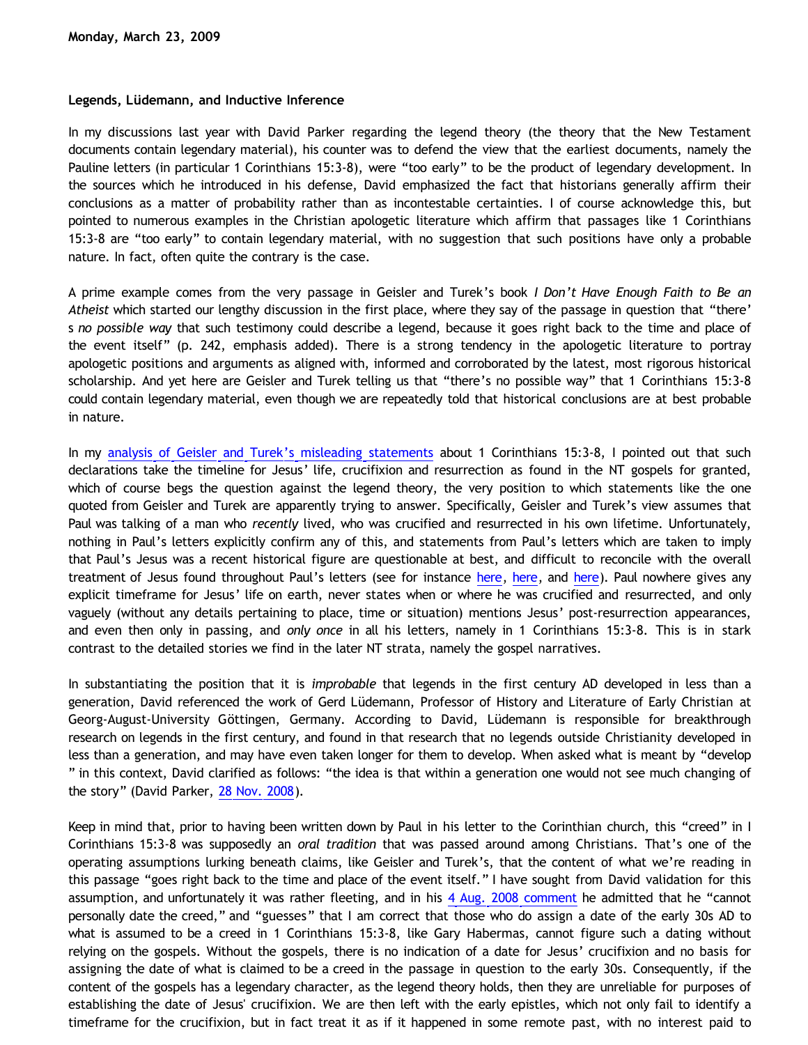**Monday, March 23, 2009**

**Legends, Lüdemann, and Inductive Inference**

In my discussions last year with David Parker regarding the legend theory (the theory that the New Testament documents contain legendary material), his counter was to defend the view that the earliest documents, namely the Pauline letters (in particular 1 Corinthians 15:3-8), were "too early" to be the product of legendary development. In the sources which he introduced in his defense, David emphasized the fact that historians generally affirm their conclusions as a matter of probability rather than as incontestable certainties. I of course acknowledge this, but pointed to numerous examples in the Christian apologetic literature which affirm that passages like 1 Corinthians 15:3-8 are "too early" to contain legendary material, with no suggestion that such positions have only a probable nature. In fact, often quite the contrary is the case.

A prime example comes from the very passage in Geisler and Turek's book *I Don't Have Enough Faith to Be an Atheist* which started our lengthy discussion in the first place, where they say of the passage in question that "there's *no possible way* that such testimony could describe a legend, because it goes right back to the time and place of the event itself" (p. 242, emphasis added). There is a strong tendency in the apologetic literature to portray apologetic positions and arguments as aligned with, informed and corroborated by the latest, most rigorous historical scholarship. And yet here are Geisler and Turek telling us that "there's no possible way" that 1 Corinthians 15:3-8 could contain legendary material, even though we are repeatedly told that historical conclusions are at best probable in nature.

In my analysis of Geisler and Turek's misleading statements about 1 Corinthians 15:3-8, I pointed out that such declarations take the timeline for Jesus' life, crucifixion and resurrection as found in the NT gospels for granted, which of course begs the question against the legend theory, the very position to which statements like the one quoted from Geisler and Turek are apparently trying to answer. Specifically, Geisler and Turek's view assumes that Paul was talking of a man who *recently* lived, who was crucified and resurrected in his own lifetime. Unfortunately, nothing in Paul's letters explicitly confirm any of this, and statements from Paul's letters which are taken to imply that Paul's Jesus was a recent historical figure are questionable at best, and difficult to reconcile with the overall treatment of Jesus found throughout Paul's letters (see for instance here, here, and here). Paul nowhere gives any explicit timeframe for Jesus' life on earth, never states when or where he was crucified and resurrected, and only vaguely (without any details pertaining to place, time or situation) mentions Jesus' post-resurrection appearances, and even then only in passing, and *only once* in all his letters, namely in 1 Corinthians 15:3-8. This is in stark contrast to the detailed stories we find in the later NT strata, namely the gospel narratives.

In substantiating the position that it is *improbable* that legends in the first century AD developed in less than a generation, David referenced the work of Gerd Lüdemann, Professor of History and Literature of Early Christian at Georg-August-University Göttingen, Germany. According to David, Lüdemann is responsible for breakthrough research on legends in the first century, and found in that research that no legends outside Christianity developed in less than a generation, and may have even taken longer for them to develop. When asked what is meant by "develop" in this context, David clarified as follows: "the idea is that within a generation one would not see much changing of the story" (David Parker, 28 Nov. 2008).

Keep in mind that, prior to having been written down by Paul in his letter to the Corinthian church, this "creed" in I Corinthians 15:3-8 was supposedly an *oral tradition* that was passed around among Christians. That's one of the operating assumptions lurking beneath claims, like Geisler and Turek's, that the content of what we're reading in this passage "goes right back to the time and place of the event itself." I have sought from David validation for this assumption, and unfortunately it was rather fleeting, and in his 4 Aug. 2008 comment he admitted that he "cannot personally date the creed," and "guesses" that I am correct that those who do assign a date of the early 30s AD to what is assumed to be a creed in 1 Corinthians 15:3-8, like Gary Habermas, cannot figure such a dating without relying on the gospels. Without the gospels, there is no indication of a date for Jesus' crucifixion and no basis for assigning the date of what is claimed to be a creed in the passage in question to the early 30s. Consequently, if the content of the gospels has a legendary character, as the legend theory holds, then they are unreliable for purposes of establishing the date of Jesus' crucifixion. We are then left with the early epistles, which not only fail to identify a timeframe for the crucifixion, but in fact treat it as if it happened in some remote past, with no interest paid to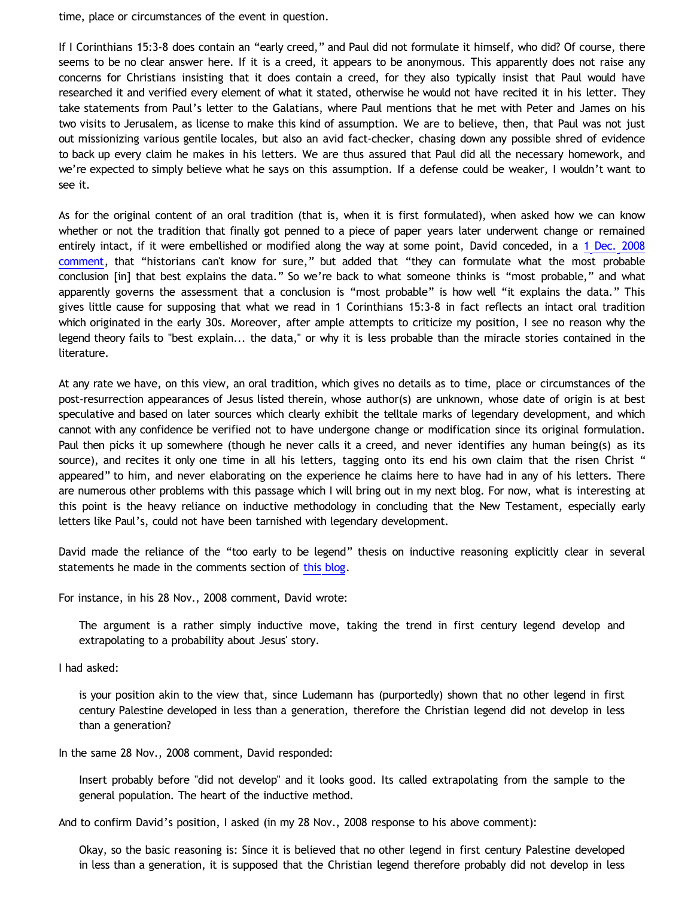time, place or circumstances of the event in question.

If I Corinthians 15:3-8 does contain an “early creed,” and Paul did not formulate it himself, who did? Of course, there seems to be no clear answer here. If it is a creed, it appears to be anonymous. This apparently does not raise any concerns for Christians insisting that it does contain a creed, for they also typically insist that Paul would have researched it and verified every element of what it stated, otherwise he would not have recited it in his letter. They take statements from Paul’s letter to the Galatians, where Paul mentions that he met with Peter and James on his two visits to Jerusalem, as license to make this kind of assumption. We are to believe, then, that Paul was not just out missionizing various gentile locales, but also an avid fact-checker, chasing down any possible shred of evidence to back up every claim he makes in his letters. We are thus assured that Paul did all the necessary homework, and we’re expected to simply believe what he says on this assumption. If a defense could be weaker, I wouldn’t want to see it.

As for the original content of an oral tradition (that is, when it is first formulated), when asked how we can know whether or not the tradition that finally got penned to a piece of paper years later underwent change or remained entirely intact, if it were embellished or modified along the way at some point, David conceded, in a 1 Dec. 2008 comment, that “historians can't know for sure,” but added that “they can formulate what the most probable conclusion [in] that best explains the data.” So we’re back to what someone thinks is “most probable,” and what apparently governs the assessment that a conclusion is “most probable” is how well “it explains the data.” This gives little cause for supposing that what we read in 1 Corinthians 15:3-8 in fact reflects an intact oral tradition which originated in the early 30s. Moreover, after ample attempts to criticize my position, I see no reason why the legend theory fails to "best explain... the data," or why it is less probable than the miracle stories contained in the literature.

At any rate we have, on this view, an oral tradition, which gives no details as to time, place or circumstances of the post-resurrection appearances of Jesus listed therein, whose author(s) are unknown, whose date of origin is at best speculative and based on later sources which clearly exhibit the telltale marks of legendary development, and which cannot with any confidence be verified not to have undergone change or modification since its original formulation. Paul then picks it up somewhere (though he never calls it a creed, and never identifies any human being(s) as its source), and recites it only one time in all his letters, tagging onto its end his own claim that the risen Christ “ appeared” to him, and never elaborating on the experience he claims here to have had in any of his letters. There are numerous other problems with this passage which I will bring out in my next blog. For now, what is interesting at this point is the heavy reliance on inductive methodology in concluding that the New Testament, especially early letters like Paul’s, could not have been tarnished with legendary development.

David made the reliance of the “too early to be legend” thesis on inductive reasoning explicitly clear in several statements he made in the comments section of this blog.

For instance, in his 28 Nov., 2008 comment, David wrote:

> The argument is a rather simply inductive move, taking the trend in first century legend develop and extrapolating to a probability about Jesus' story.

I had asked:

> is your position akin to the view that, since Ludemann has (purportedly) shown that no other legend in first century Palestine developed in less than a generation, therefore the Christian legend did not develop in less than a generation?

In the same 28 Nov., 2008 comment, David responded:

> Insert probably before "did not develop" and it looks good. Its called extrapolating from the sample to the general population. The heart of the inductive method.

And to confirm David’s position, I asked (in my 28 Nov., 2008 response to his above comment):

> Okay, so the basic reasoning is: Since it is believed that no other legend in first century Palestine developed in less than a generation, it is supposed that the Christian legend therefore probably did not develop in less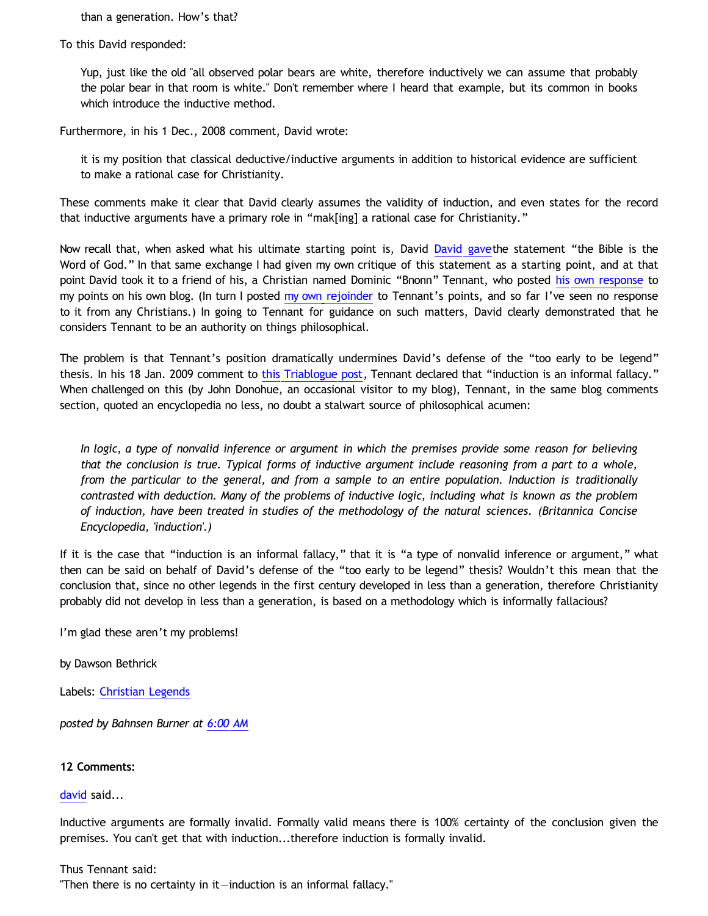> than a generation. How's that?

To this David responded:

> Yup, just like the old "all observed polar bears are white, therefore inductively we can assume that probably the polar bear in that room is white." Don't remember where I heard that example, but its common in books which introduce the inductive method.

Furthermore, in his 1 Dec., 2008 comment, David wrote:

> it is my position that classical deductive/inductive arguments in addition to historical evidence are sufficient to make a rational case for Christianity.

These comments make it clear that David clearly assumes the validity of induction, and even states for the record that inductive arguments have a primary role in "mak[ing] a rational case for Christianity."

Now recall that, when asked what his ultimate starting point is, David David gavethe statement "the Bible is the Word of God." In that same exchange I had given my own critique of this statement as a starting point, and at that point David took it to a friend of his, a Christian named Dominic "Bnonn" Tennant, who posted his own response to my points on his own blog. (In turn I posted my own rejoinder to Tennant's points, and so far I've seen no response to it from any Christians.) In going to Tennant for guidance on such matters, David clearly demonstrated that he considers Tennant to be an authority on things philosophical.

The problem is that Tennant's position dramatically undermines David's defense of the "too early to be legend" thesis. In his 18 Jan. 2009 comment to this Triablogue post, Tennant declared that "induction is an informal fallacy." When challenged on this (by John Donohue, an occasional visitor to my blog), Tennant, in the same blog comments section, quoted an encyclopedia no less, no doubt a stalwart source of philosophical acumen:

> *In logic, a type of nonvalid inference or argument in which the premises provide some reason for believing that the conclusion is true. Typical forms of inductive argument include reasoning from a part to a whole, from the particular to the general, and from a sample to an entire population. Induction is traditionally contrasted with deduction. Many of the problems of inductive logic, including what is known as the problem of induction, have been treated in studies of the methodology of the natural sciences. (Britannica Concise Encyclopedia, 'induction'.)*

If it is the case that "induction is an informal fallacy," that it is "a type of nonvalid inference or argument," what then can be said on behalf of David's defense of the "too early to be legend" thesis? Wouldn't this mean that the conclusion that, since no other legends in the first century developed in less than a generation, therefore Christianity probably did not develop in less than a generation, is based on a methodology which is informally fallacious?

I'm glad these aren't my problems!

by Dawson Bethrick

Labels: Christian Legends

*posted by Bahnsen Burner at 6:00 AM*

**12 Comments:**

david said...

Inductive arguments are formally invalid. Formally valid means there is 100% certainty of the conclusion given the premises. You can't get that with induction...therefore induction is formally invalid.

Thus Tennant said:
"Then there is no certainty in it—induction is an informal fallacy."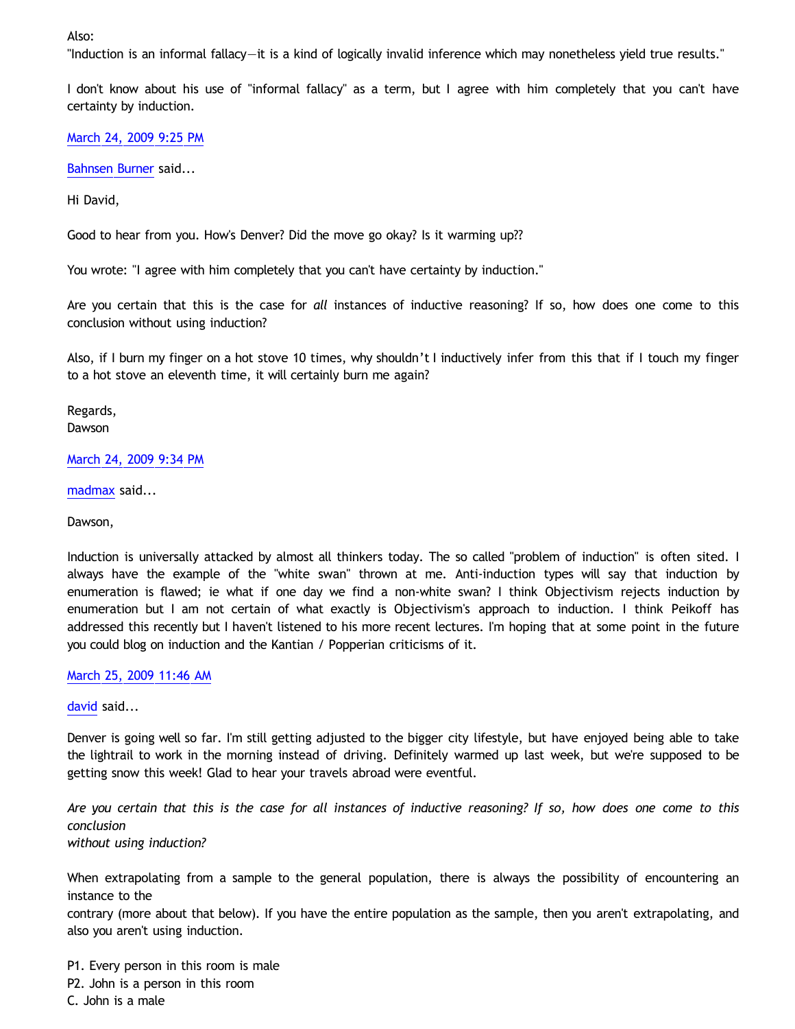Also:
"Induction is an informal fallacy—it is a kind of logically invalid inference which may nonetheless yield true results."

I don't know about his use of "informal fallacy" as a term, but I agree with him completely that you can't have certainty by induction.

March 24, 2009 9:25 PM

Bahnsen Burner said...

Hi David,

Good to hear from you. How's Denver? Did the move go okay? Is it warming up??

You wrote: "I agree with him completely that you can't have certainty by induction."

Are you certain that this is the case for *all* instances of inductive reasoning? If so, how does one come to this conclusion without using induction?

Also, if I burn my finger on a hot stove 10 times, why shouldn't I inductively infer from this that if I touch my finger to a hot stove an eleventh time, it will certainly burn me again?

Regards,
Dawson

March 24, 2009 9:34 PM

madmax said...

Dawson,

Induction is universally attacked by almost all thinkers today. The so called "problem of induction" is often sited. I always have the example of the "white swan" thrown at me. Anti-induction types will say that induction by enumeration is flawed; ie what if one day we find a non-white swan? I think Objectivism rejects induction by enumeration but I am not certain of what exactly is Objectivism's approach to induction. I think Peikoff has addressed this recently but I haven't listened to his more recent lectures. I'm hoping that at some point in the future you could blog on induction and the Kantian / Popperian criticisms of it.

March 25, 2009 11:46 AM

david said...

Denver is going well so far. I'm still getting adjusted to the bigger city lifestyle, but have enjoyed being able to take the lightrail to work in the morning instead of driving. Definitely warmed up last week, but we're supposed to be getting snow this week! Glad to hear your travels abroad were eventful.

*Are you certain that this is the case for all instances of inductive reasoning? If so, how does one come to this conclusion without using induction?*

When extrapolating from a sample to the general population, there is always the possibility of encountering an instance to the contrary (more about that below). If you have the entire population as the sample, then you aren't extrapolating, and also you aren't using induction.

P1. Every person in this room is male
P2. John is a person in this room
C. John is a male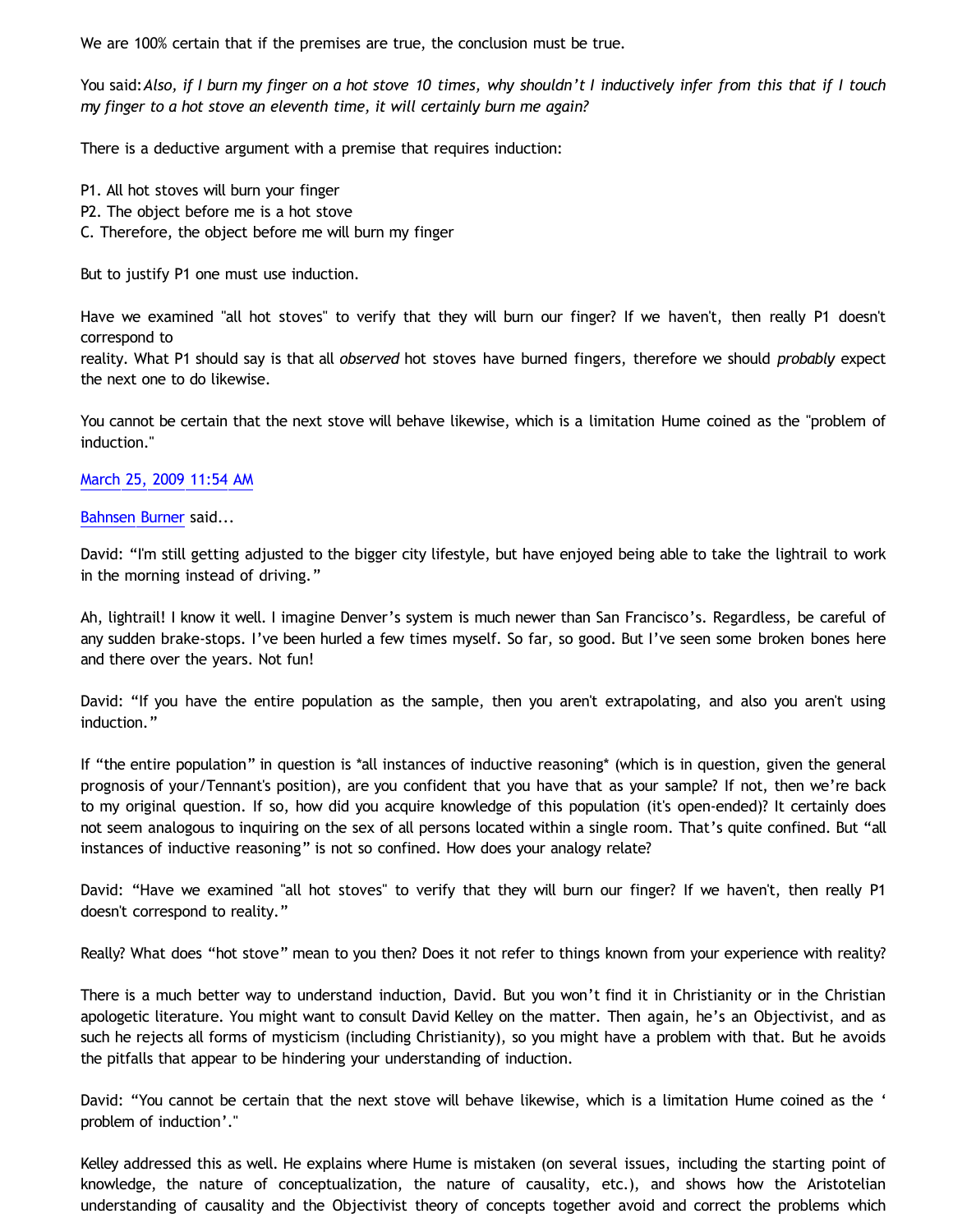We are 100% certain that if the premises are true, the conclusion must be true.

You said: *Also, if I burn my finger on a hot stove 10 times, why shouldn't I inductively infer from this that if I touch my finger to a hot stove an eleventh time, it will certainly burn me again?*

There is a deductive argument with a premise that requires induction:

P1. All hot stoves will burn your finger
P2. The object before me is a hot stove
C. Therefore, the object before me will burn my finger

But to justify P1 one must use induction.

Have we examined "all hot stoves" to verify that they will burn our finger? If we haven't, then really P1 doesn't correspond to
reality. What P1 should say is that all *observed* hot stoves have burned fingers, therefore we should *probably* expect the next one to do likewise.

You cannot be certain that the next stove will behave likewise, which is a limitation Hume coined as the "problem of induction."

March 25, 2009 11:54 AM

Bahnsen Burner said...

David: "I'm still getting adjusted to the bigger city lifestyle, but have enjoyed being able to take the lightrail to work in the morning instead of driving."

Ah, lightrail! I know it well. I imagine Denver's system is much newer than San Francisco's. Regardless, be careful of any sudden brake-stops. I've been hurled a few times myself. So far, so good. But I've seen some broken bones here and there over the years. Not fun!

David: "If you have the entire population as the sample, then you aren't extrapolating, and also you aren't using induction."

If "the entire population" in question is *all instances of inductive reasoning* (which is in question, given the general prognosis of your/Tennant's position), are you confident that you have that as your sample? If not, then we're back to my original question. If so, how did you acquire knowledge of this population (it's open-ended)? It certainly does not seem analogous to inquiring on the sex of all persons located within a single room. That's quite confined. But "all instances of inductive reasoning" is not so confined. How does your analogy relate?

David: "Have we examined "all hot stoves" to verify that they will burn our finger? If we haven't, then really P1 doesn't correspond to reality."

Really? What does "hot stove" mean to you then? Does it not refer to things known from your experience with reality?

There is a much better way to understand induction, David. But you won't find it in Christianity or in the Christian apologetic literature. You might want to consult David Kelley on the matter. Then again, he's an Objectivist, and as such he rejects all forms of mysticism (including Christianity), so you might have a problem with that. But he avoids the pitfalls that appear to be hindering your understanding of induction.

David: "You cannot be certain that the next stove will behave likewise, which is a limitation Hume coined as the ' problem of induction'."

Kelley addressed this as well. He explains where Hume is mistaken (on several issues, including the starting point of knowledge, the nature of conceptualization, the nature of causality, etc.), and shows how the Aristotelian understanding of causality and the Objectivist theory of concepts together avoid and correct the problems which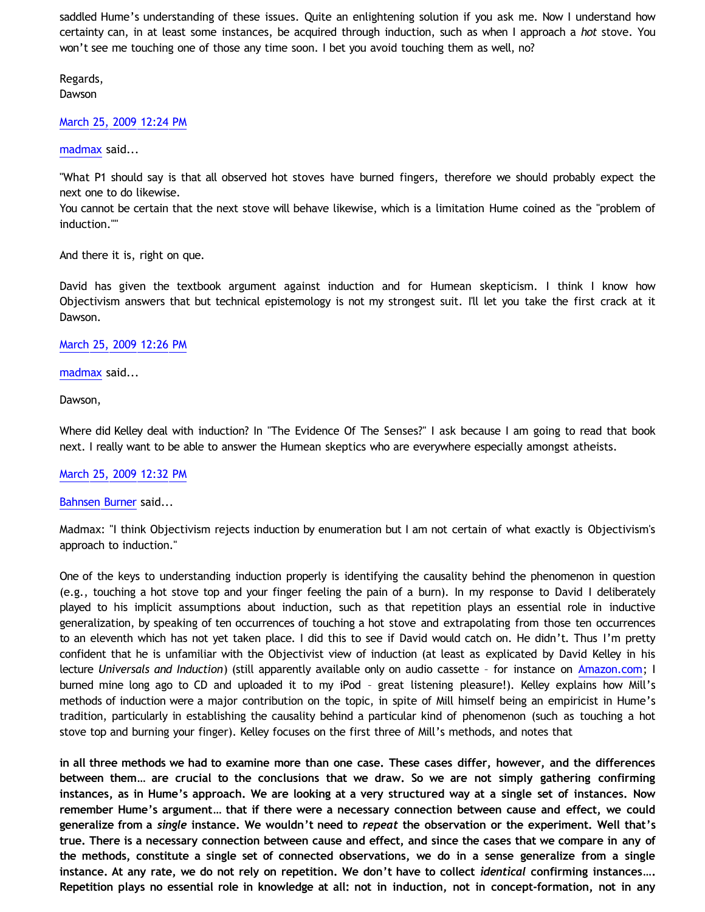saddled Hume's understanding of these issues. Quite an enlightening solution if you ask me. Now I understand how certainty can, in at least some instances, be acquired through induction, such as when I approach a *hot* stove. You won't see me touching one of those any time soon. I bet you avoid touching them as well, no?

Regards,
Dawson

March 25, 2009 12:24 PM

madmax said...

"What P1 should say is that all observed hot stoves have burned fingers, therefore we should probably expect the next one to do likewise.
You cannot be certain that the next stove will behave likewise, which is a limitation Hume coined as the "problem of induction.""

And there it is, right on que.

David has given the textbook argument against induction and for Humean skepticism. I think I know how Objectivism answers that but technical epistemology is not my strongest suit. I'll let you take the first crack at it Dawson.

March 25, 2009 12:26 PM

madmax said...

Dawson,

Where did Kelley deal with induction? In "The Evidence Of The Senses?" I ask because I am going to read that book next. I really want to be able to answer the Humean skeptics who are everywhere especially amongst atheists.

March 25, 2009 12:32 PM

Bahnsen Burner said...

Madmax: "I think Objectivism rejects induction by enumeration but I am not certain of what exactly is Objectivism's approach to induction."

One of the keys to understanding induction properly is identifying the causality behind the phenomenon in question (e.g., touching a hot stove top and your finger feeling the pain of a burn). In my response to David I deliberately played to his implicit assumptions about induction, such as that repetition plays an essential role in inductive generalization, by speaking of ten occurrences of touching a hot stove and extrapolating from those ten occurrences to an eleventh which has not yet taken place. I did this to see if David would catch on. He didn't. Thus I'm pretty confident that he is unfamiliar with the Objectivist view of induction (at least as explicated by David Kelley in his lecture *Universals and Induction*) (still apparently available only on audio cassette – for instance on Amazon.com; I burned mine long ago to CD and uploaded it to my iPod – great listening pleasure!). Kelley explains how Mill's methods of induction were a major contribution on the topic, in spite of Mill himself being an empiricist in Hume's tradition, particularly in establishing the causality behind a particular kind of phenomenon (such as touching a hot stove top and burning your finger). Kelley focuses on the first three of Mill's methods, and notes that

**in all three methods we had to examine more than one case. These cases differ, however, and the differences between them… are crucial to the conclusions that we draw. So we are not simply gathering confirming instances, as in Hume's approach. We are looking at a very structured way at a single set of instances. Now remember Hume's argument… that if there were a necessary connection between cause and effect, we could generalize from a *single* instance. We wouldn't need to *repeat* the observation or the experiment. Well that's true. There is a necessary connection between cause and effect, and since the cases that we compare in any of the methods, constitute a single set of connected observations, we do in a sense generalize from a single instance. At any rate, we do not rely on repetition. We don't have to collect *identical* confirming instances…. Repetition plays no essential role in knowledge at all: not in induction, not in concept-formation, not in any**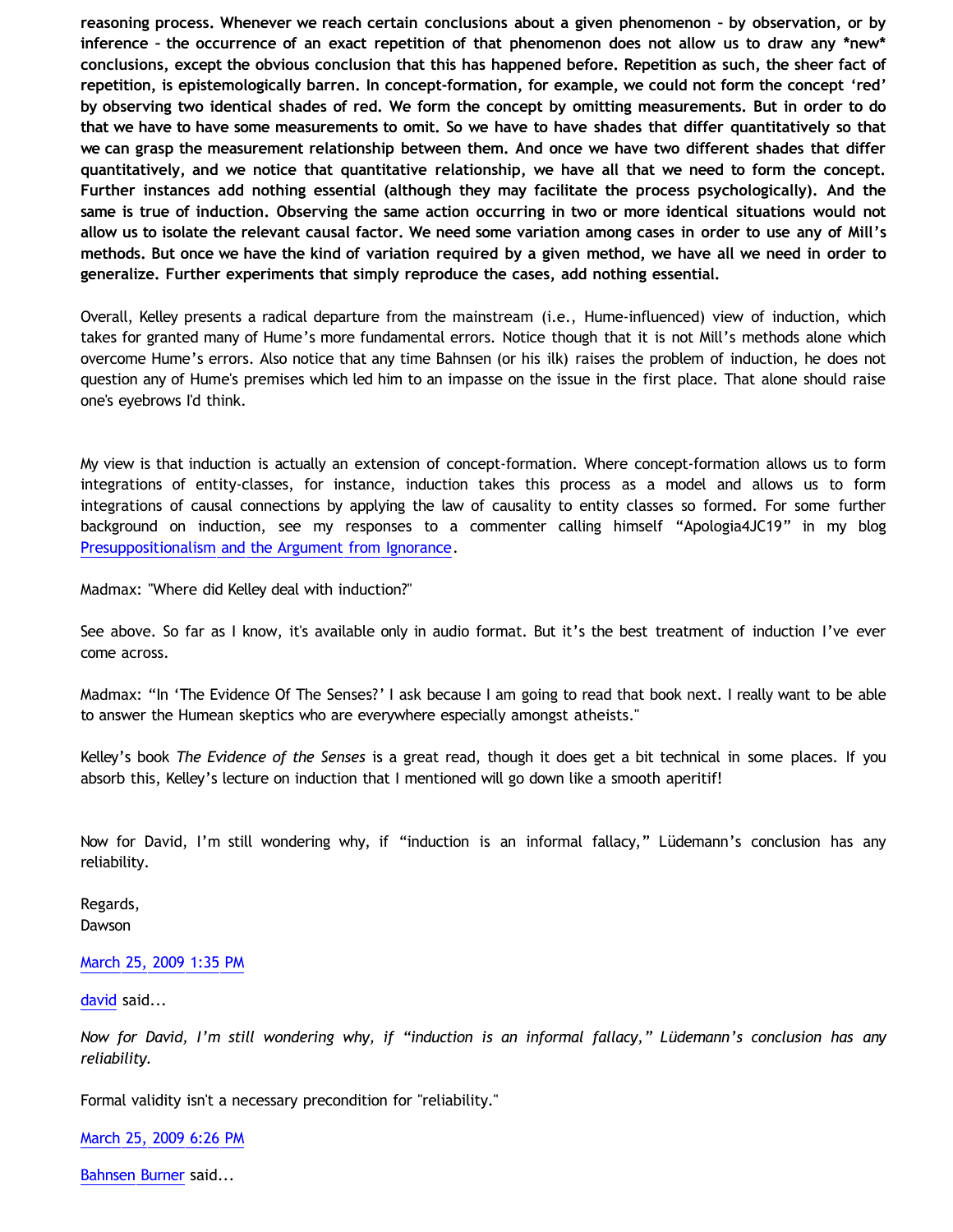**reasoning process. Whenever we reach certain conclusions about a given phenomenon – by observation, or by inference – the occurrence of an exact repetition of that phenomenon does not allow us to draw any *new* conclusions, except the obvious conclusion that this has happened before. Repetition as such, the sheer fact of repetition, is epistemologically barren. In concept-formation, for example, we could not form the concept 'red' by observing two identical shades of red. We form the concept by omitting measurements. But in order to do that we have to have some measurements to omit. So we have to have shades that differ quantitatively so that we can grasp the measurement relationship between them. And once we have two different shades that differ quantitatively, and we notice that quantitative relationship, we have all that we need to form the concept. Further instances add nothing essential (although they may facilitate the process psychologically). And the same is true of induction. Observing the same action occurring in two or more identical situations would not allow us to isolate the relevant causal factor. We need some variation among cases in order to use any of Mill's methods. But once we have the kind of variation required by a given method, we have all we need in order to generalize. Further experiments that simply reproduce the cases, add nothing essential.**

Overall, Kelley presents a radical departure from the mainstream (i.e., Hume-influenced) view of induction, which takes for granted many of Hume's more fundamental errors. Notice though that it is not Mill's methods alone which overcome Hume's errors. Also notice that any time Bahnsen (or his ilk) raises the problem of induction, he does not question any of Hume's premises which led him to an impasse on the issue in the first place. That alone should raise one's eyebrows I'd think.

My view is that induction is actually an extension of concept-formation. Where concept-formation allows us to form integrations of entity-classes, for instance, induction takes this process as a model and allows us to form integrations of causal connections by applying the law of causality to entity classes so formed. For some further background on induction, see my responses to a commenter calling himself "Apologia4JC19" in my blog [Presuppositionalism and the Argument from Ignorance](Presuppositionalism and the Argument from Ignorance).

Madmax: "Where did Kelley deal with induction?"

See above. So far as I know, it's available only in audio format. But it's the best treatment of induction I've ever come across.

Madmax: "In 'The Evidence Of The Senses?' I ask because I am going to read that book next. I really want to be able to answer the Humean skeptics who are everywhere especially amongst atheists."

Kelley's book *The Evidence of the Senses* is a great read, though it does get a bit technical in some places. If you absorb this, Kelley's lecture on induction that I mentioned will go down like a smooth aperitif!

Now for David, I'm still wondering why, if "induction is an informal fallacy," Lüdemann's conclusion has any reliability.

Regards,
Dawson

March 25, 2009 1:35 PM

david said...

*Now for David, I'm still wondering why, if "induction is an informal fallacy," Lüdemann's conclusion has any reliability.*

Formal validity isn't a necessary precondition for "reliability."

March 25, 2009 6:26 PM

Bahnsen Burner said...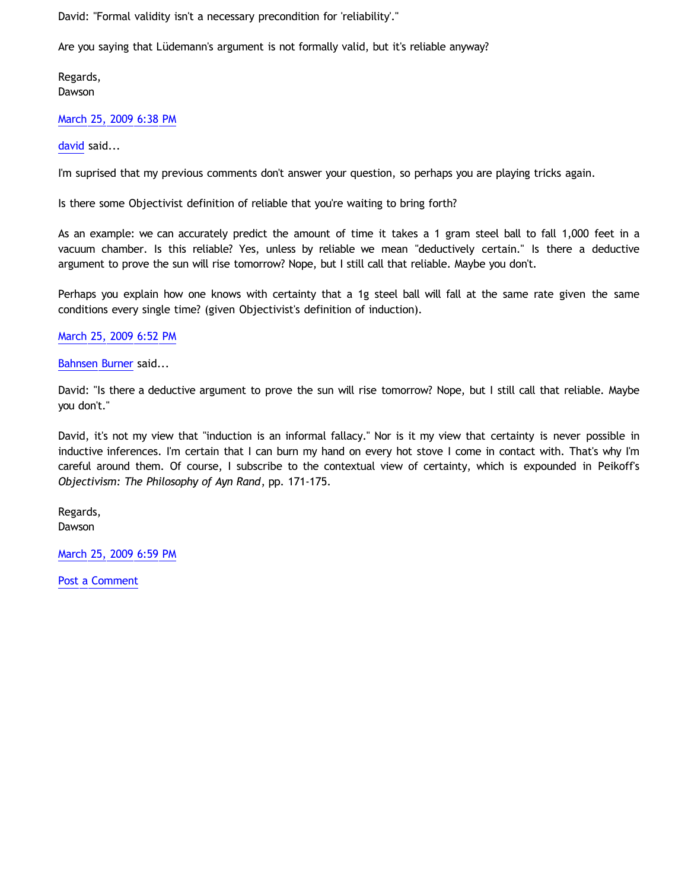David: "Formal validity isn't a necessary precondition for 'reliability'."

Are you saying that Lüdemann's argument is not formally valid, but it's reliable anyway?

Regards,
Dawson

March 25, 2009 6:38 PM

david said...

I'm suprised that my previous comments don't answer your question, so perhaps you are playing tricks again.

Is there some Objectivist definition of reliable that you're waiting to bring forth?

As an example: we can accurately predict the amount of time it takes a 1 gram steel ball to fall 1,000 feet in a vacuum chamber. Is this reliable? Yes, unless by reliable we mean "deductively certain." Is there a deductive argument to prove the sun will rise tomorrow? Nope, but I still call that reliable. Maybe you don't.

Perhaps you explain how one knows with certainty that a 1g steel ball will fall at the same rate given the same conditions every single time? (given Objectivist's definition of induction).

March 25, 2009 6:52 PM

Bahnsen Burner said...

David: "Is there a deductive argument to prove the sun will rise tomorrow? Nope, but I still call that reliable. Maybe you don't."

David, it's not my view that "induction is an informal fallacy." Nor is it my view that certainty is never possible in inductive inferences. I'm certain that I can burn my hand on every hot stove I come in contact with. That's why I'm careful around them. Of course, I subscribe to the contextual view of certainty, which is expounded in Peikoff's *Objectivism: The Philosophy of Ayn Rand*, pp. 171-175.

Regards,
Dawson

March 25, 2009 6:59 PM

Post a Comment